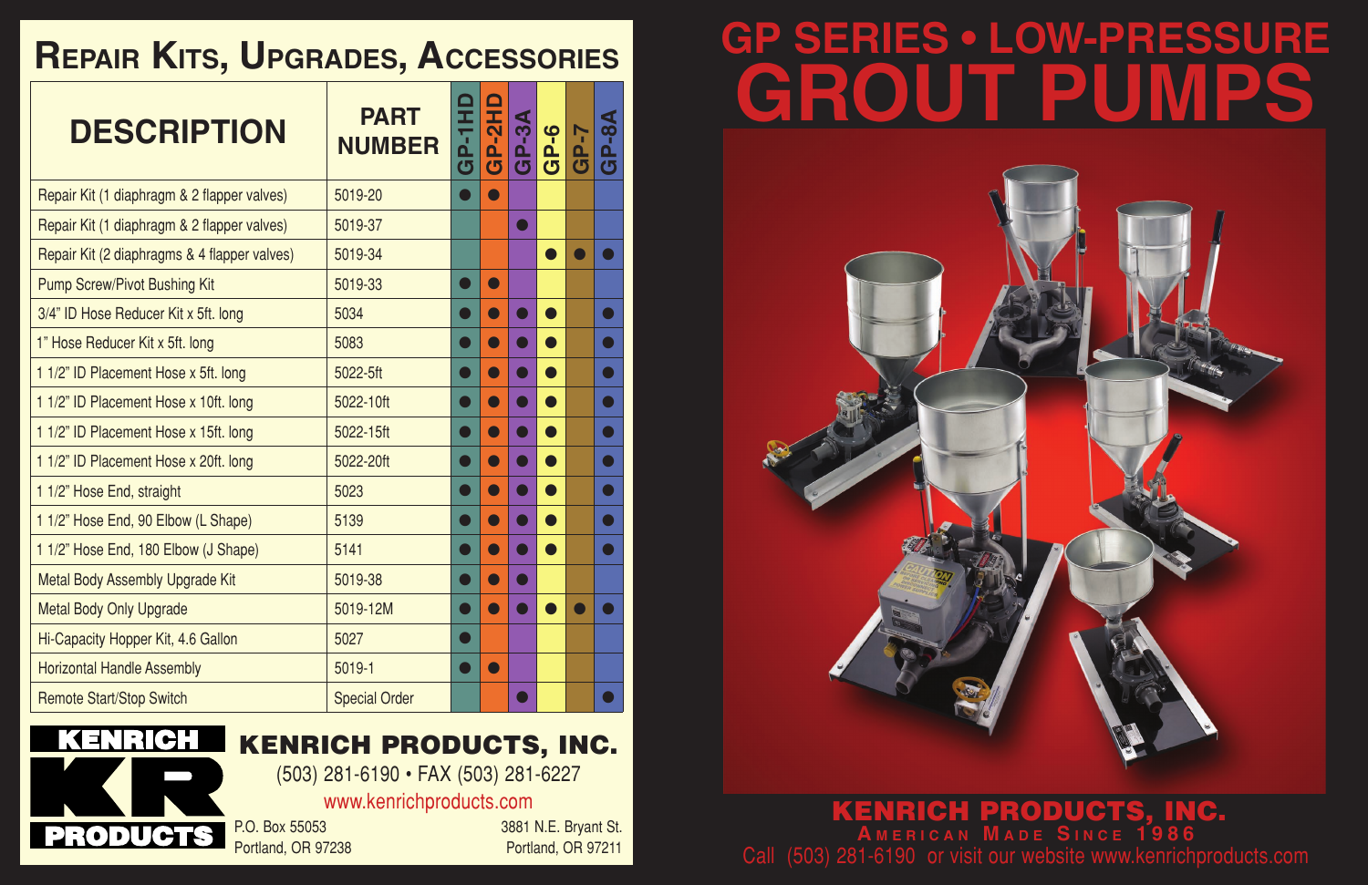## Repair Kits, Upgrades, Accessories

| DESCRIPTION | PART NUMBER | GP-1HD | GP-2HD | GP-3A | GP-6 | GP-7 | GP-8A |
|---|---|---|---|---|---|---|---|
| Repair Kit (1 diaphragm & 2 flapper valves) | 5019-20 | ● | ● | | | | |
| Repair Kit (1 diaphragm & 2 flapper valves) | 5019-37 | | | ● | | | |
| Repair Kit (2 diaphragms & 4 flapper valves) | 5019-34 | | | | ● | ● | ● |
| Pump Screw/Pivot Bushing Kit | 5019-33 | ● | ● | | | | |
| 3/4" ID Hose Reducer Kit x 5ft. long | 5034 | ● | ● | ● | ● | | ● |
| 1" Hose Reducer Kit x 5ft. long | 5083 | ● | ● | ● | ● | | ● |
| 1 1/2" ID Placement Hose x 5ft. long | 5022-5ft | ● | ● | ● | ● | | ● |
| 1 1/2" ID Placement Hose x 10ft. long | 5022-10ft | ● | ● | ● | ● | | ● |
| 1 1/2" ID Placement Hose x 15ft. long | 5022-15ft | ● | ● | ● | ● | | ● |
| 1 1/2" ID Placement Hose x 20ft. long | 5022-20ft | ● | ● | ● | ● | | ● |
| 1 1/2" Hose End, straight | 5023 | ● | ● | ● | ● | | ● |
| 1 1/2" Hose End, 90 Elbow (L Shape) | 5139 | ● | ● | ● | ● | | ● |
| 1 1/2" Hose End, 180 Elbow (J Shape) | 5141 | ● | ● | ● | ● | | ● |
| Metal Body Assembly Upgrade Kit | 5019-38 | ● | ● | ● | | | |
| Metal Body Only Upgrade | 5019-12M | ● | ● | ● | ● | ● | ● |
| Hi-Capacity Hopper Kit, 4.6 Gallon | 5027 | ● | | | | | |
| Horizontal Handle Assembly | 5019-1 | ● | ● | | | | |
| Remote Start/Stop Switch | Special Order | | | ● | | | ● |

KENRICH PRODUCTS

**KENRICH PRODUCTS, INC.**

(503) 281-6190 • FAX (503) 281-6227

www.kenrichproducts.com

P.O. Box 55053
Portland, OR 97238

3881 N.E. Bryant St.
Portland, OR 97211

# GP SERIES • LOW-PRESSURE GROUT PUMPS

**KENRICH PRODUCTS, INC.**

**AMERICAN MADE SINCE 1986**

Call (503) 281-6190 or visit our website www.kenrichproducts.com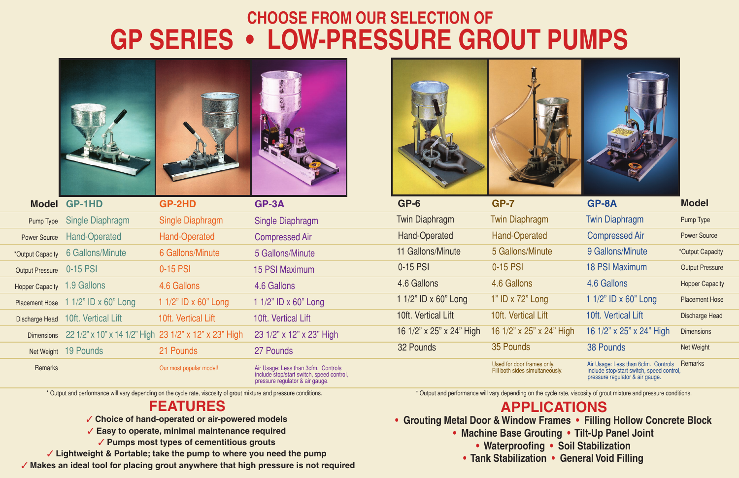## CHOOSE FROM OUR SELECTION OF

# GP SERIES • LOW-PRESSURE GROUT PUMPS

| Model | GP-1HD | GP-2HD | GP-3A | GP-6 | GP-7 | GP-8A |
|---|---|---|---|---|---|---|
| Pump Type | Single Diaphragm | Single Diaphragm | Single Diaphragm | Twin Diaphragm | Twin Diaphragm | Twin Diaphragm |
| Power Source | Hand-Operated | Hand-Operated | Compressed Air | Hand-Operated | Hand-Operated | Compressed Air |
| *Output Capacity | 6 Gallons/Minute | 6 Gallons/Minute | 5 Gallons/Minute | 11 Gallons/Minute | 5 Gallons/Minute | 9 Gallons/Minute |
| Output Pressure | 0-15 PSI | 0-15 PSI | 15 PSI Maximum | 0-15 PSI | 0-15 PSI | 18 PSI Maximum |
| Hopper Capacity | 1.9 Gallons | 4.6 Gallons | 4.6 Gallons | 4.6 Gallons | 4.6 Gallons | 4.6 Gallons |
| Placement Hose | 1 1/2" ID x 60" Long | 1 1/2" ID x 60" Long | 1 1/2" ID x 60" Long | 1 1/2" ID x 60" Long | 1" ID x 72" Long | 1 1/2" ID x 60" Long |
| Discharge Head | 10ft. Vertical Lift | 10ft. Vertical Lift | 10ft. Vertical Lift | 10ft. Vertical Lift | 10ft. Vertical Lift | 10ft. Vertical Lift |
| Dimensions | 22 1/2" x 10" x 14 1/2" High | 23 1/2" x 12" x 23" High | 23 1/2" x 12" x 23" High | 16 1/2" x 25" x 24" High | 16 1/2" x 25" x 24" High | 16 1/2" x 25" x 24" High |
| Net Weight | 19 Pounds | 21 Pounds | 27 Pounds | 32 Pounds | 35 Pounds | 38 Pounds |
| Remarks | | Our most popular model! | Air Usage: Less than 3cfm. Controls include stop/start switch, speed control, pressure regulator & air gauge. | | Used for door frames only. Fill both sides simultaneously. | Air Usage: Less than 6cfm. Controls include stop/start switch, speed control, pressure regulator & air gauge. |

* Output and performance will vary depending on the cycle rate, viscosity of grout mixture and pressure conditions.

## FEATURES

- ✓ Choice of hand-operated or air-powered models
- ✓ Easy to operate, minimal maintenance required
- ✓ Pumps most types of cementitious grouts
- ✓ Lightweight & Portable; take the pump to where you need the pump
- ✓ Makes an ideal tool for placing grout anywhere that high pressure is not required

## APPLICATIONS

- Grouting Metal Door & Window Frames
- Filling Hollow Concrete Block
- Machine Base Grouting
- Tilt-Up Panel Joint
- Waterproofing
- Soil Stabilization
- Tank Stabilization
- General Void Filling